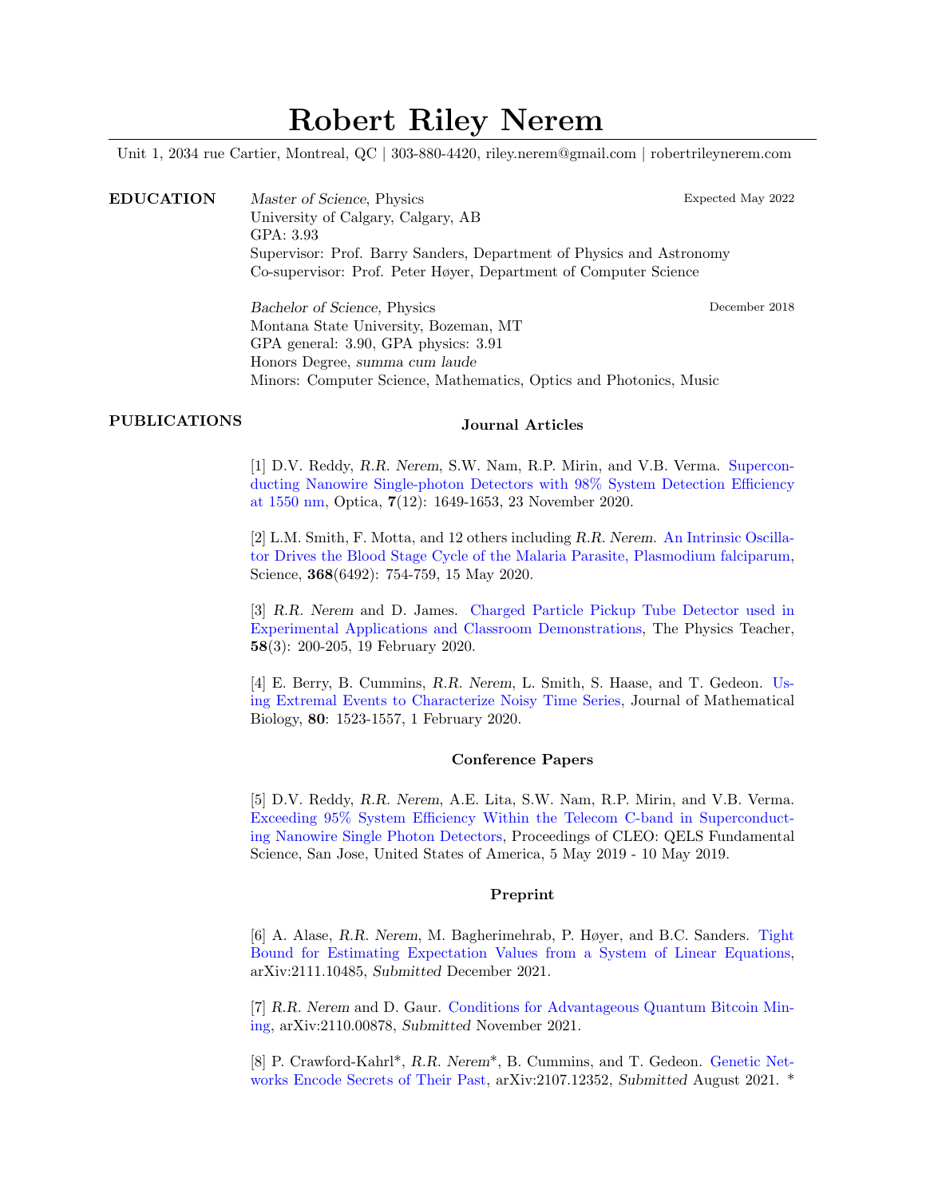# Robert Riley Nerem

Unit 1, 2034 rue Cartier, Montreal, QC | 303-880-4420, riley.nerem@gmail.com | robertrileynerem.com

## EDUCATION

*Master of Science*, Physics — Expected May 2022
University of Calgary, Calgary, AB
GPA: 3.93
Supervisor: Prof. Barry Sanders, Department of Physics and Astronomy
Co-supervisor: Prof. Peter Høyer, Department of Computer Science

*Bachelor of Science*, Physics — December 2018
Montana State University, Bozeman, MT
GPA general: 3.90, GPA physics: 3.91
Honors Degree, *summa cum laude*
Minors: Computer Science, Mathematics, Optics and Photonics, Music

## PUBLICATIONS

### Journal Articles

[1] D.V. Reddy, *R.R. Nerem*, S.W. Nam, R.P. Mirin, and V.B. Verma. Superconducting Nanowire Single-photon Detectors with 98% System Detection Efficiency at 1550 nm, Optica, **7**(12): 1649-1653, 23 November 2020.

[2] L.M. Smith, F. Motta, and 12 others including *R.R. Nerem*. An Intrinsic Oscillator Drives the Blood Stage Cycle of the Malaria Parasite, Plasmodium falciparum, Science, **368**(6492): 754-759, 15 May 2020.

[3] *R.R. Nerem* and D. James. Charged Particle Pickup Tube Detector used in Experimental Applications and Classroom Demonstrations, The Physics Teacher, **58**(3): 200-205, 19 February 2020.

[4] E. Berry, B. Cummins, *R.R. Nerem*, L. Smith, S. Haase, and T. Gedeon. Using Extremal Events to Characterize Noisy Time Series, Journal of Mathematical Biology, **80**: 1523-1557, 1 February 2020.

### Conference Papers

[5] D.V. Reddy, *R.R. Nerem*, A.E. Lita, S.W. Nam, R.P. Mirin, and V.B. Verma. Exceeding 95% System Efficiency Within the Telecom C-band in Superconducting Nanowire Single Photon Detectors, Proceedings of CLEO: QELS Fundamental Science, San Jose, United States of America, 5 May 2019 - 10 May 2019.

### Preprint

[6] A. Alase, *R.R. Nerem*, M. Bagherimehrab, P. Høyer, and B.C. Sanders. Tight Bound for Estimating Expectation Values from a System of Linear Equations, arXiv:2111.10485, *Submitted* December 2021.

[7] *R.R. Nerem* and D. Gaur. Conditions for Advantageous Quantum Bitcoin Mining, arXiv:2110.00878, *Submitted* November 2021.

[8] P. Crawford-Kahrl*, *R.R. Nerem**, B. Cummins, and T. Gedeon. Genetic Networks Encode Secrets of Their Past, arXiv:2107.12352, *Submitted* August 2021. *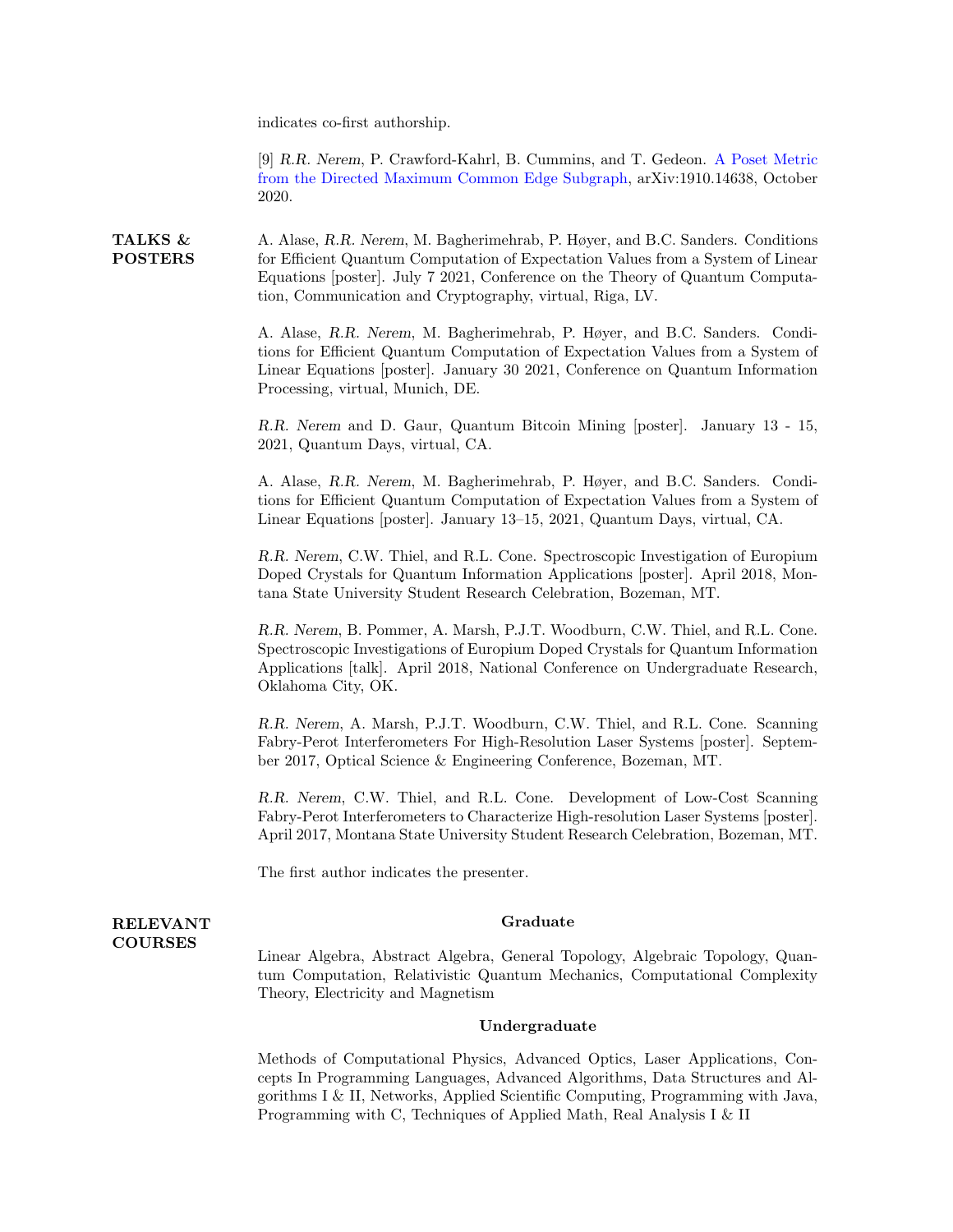indicates co-first authorship.

[9] *R.R. Nerem*, P. Crawford-Kahrl, B. Cummins, and T. Gedeon. A Poset Metric from the Directed Maximum Common Edge Subgraph, arXiv:1910.14638, October 2020.

## TALKS & POSTERS

A. Alase, *R.R. Nerem*, M. Bagherimehrab, P. Høyer, and B.C. Sanders. Conditions for Efficient Quantum Computation of Expectation Values from a System of Linear Equations [poster]. July 7 2021, Conference on the Theory of Quantum Computation, Communication and Cryptography, virtual, Riga, LV.

A. Alase, *R.R. Nerem*, M. Bagherimehrab, P. Høyer, and B.C. Sanders. Conditions for Efficient Quantum Computation of Expectation Values from a System of Linear Equations [poster]. January 30 2021, Conference on Quantum Information Processing, virtual, Munich, DE.

*R.R. Nerem* and D. Gaur, Quantum Bitcoin Mining [poster]. January 13 - 15, 2021, Quantum Days, virtual, CA.

A. Alase, *R.R. Nerem*, M. Bagherimehrab, P. Høyer, and B.C. Sanders. Conditions for Efficient Quantum Computation of Expectation Values from a System of Linear Equations [poster]. January 13–15, 2021, Quantum Days, virtual, CA.

*R.R. Nerem*, C.W. Thiel, and R.L. Cone. Spectroscopic Investigation of Europium Doped Crystals for Quantum Information Applications [poster]. April 2018, Montana State University Student Research Celebration, Bozeman, MT.

*R.R. Nerem*, B. Pommer, A. Marsh, P.J.T. Woodburn, C.W. Thiel, and R.L. Cone. Spectroscopic Investigations of Europium Doped Crystals for Quantum Information Applications [talk]. April 2018, National Conference on Undergraduate Research, Oklahoma City, OK.

*R.R. Nerem*, A. Marsh, P.J.T. Woodburn, C.W. Thiel, and R.L. Cone. Scanning Fabry-Perot Interferometers For High-Resolution Laser Systems [poster]. September 2017, Optical Science & Engineering Conference, Bozeman, MT.

*R.R. Nerem*, C.W. Thiel, and R.L. Cone. Development of Low-Cost Scanning Fabry-Perot Interferometers to Characterize High-resolution Laser Systems [poster]. April 2017, Montana State University Student Research Celebration, Bozeman, MT.

The first author indicates the presenter.

## RELEVANT COURSES

### Graduate

Linear Algebra, Abstract Algebra, General Topology, Algebraic Topology, Quantum Computation, Relativistic Quantum Mechanics, Computational Complexity Theory, Electricity and Magnetism

### Undergraduate

Methods of Computational Physics, Advanced Optics, Laser Applications, Concepts In Programming Languages, Advanced Algorithms, Data Structures and Algorithms I & II, Networks, Applied Scientific Computing, Programming with Java, Programming with C, Techniques of Applied Math, Real Analysis I & II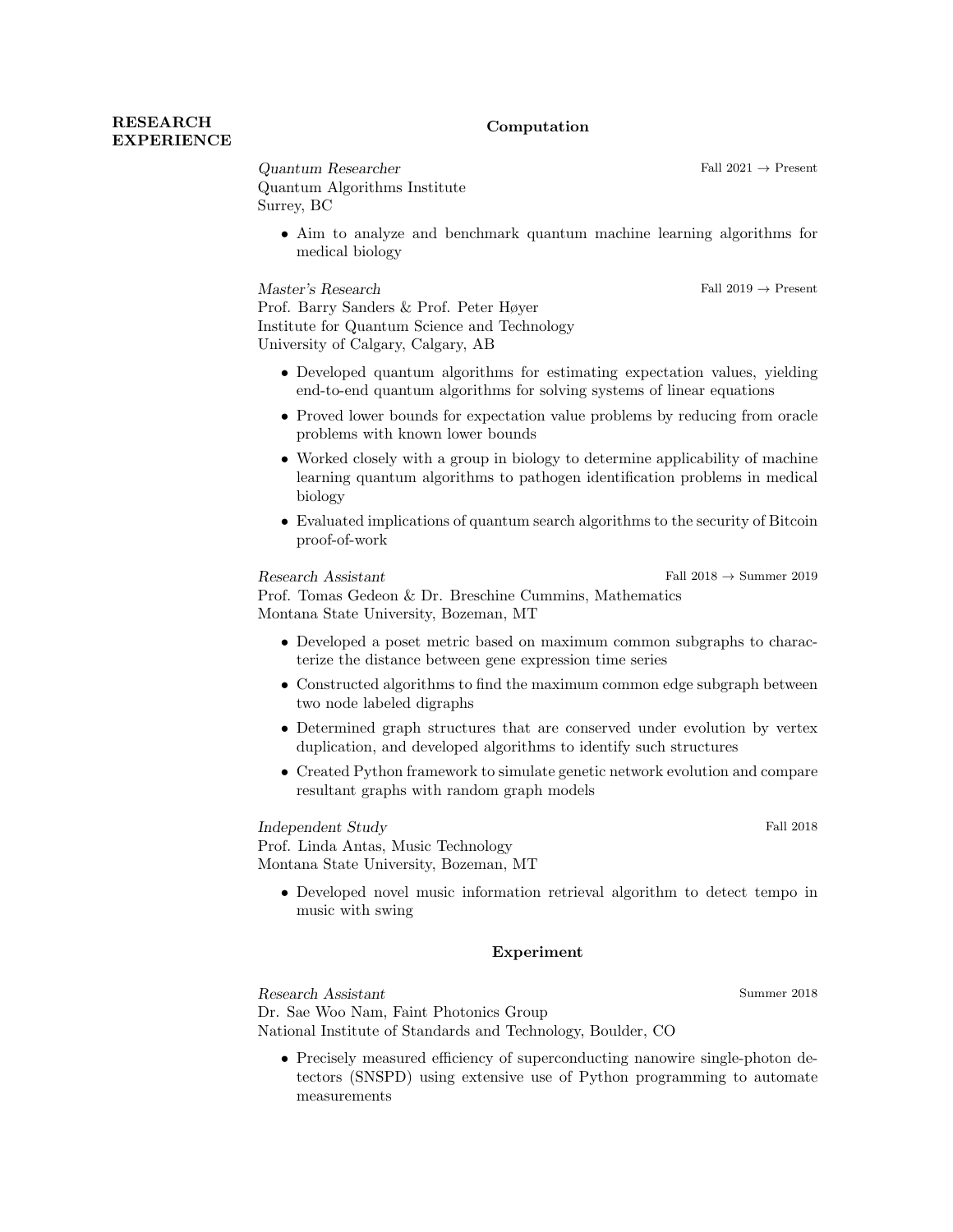## RESEARCH EXPERIENCE

### Computation

*Quantum Researcher* — Fall 2021 → Present
Quantum Algorithms Institute
Surrey, BC

- Aim to analyze and benchmark quantum machine learning algorithms for medical biology

*Master's Research* — Fall 2019 → Present
Prof. Barry Sanders & Prof. Peter Høyer
Institute for Quantum Science and Technology
University of Calgary, Calgary, AB

- Developed quantum algorithms for estimating expectation values, yielding end-to-end quantum algorithms for solving systems of linear equations
- Proved lower bounds for expectation value problems by reducing from oracle problems with known lower bounds
- Worked closely with a group in biology to determine applicability of machine learning quantum algorithms to pathogen identification problems in medical biology
- Evaluated implications of quantum search algorithms to the security of Bitcoin proof-of-work

*Research Assistant* — Fall 2018 → Summer 2019
Prof. Tomas Gedeon & Dr. Breschine Cummins, Mathematics
Montana State University, Bozeman, MT

- Developed a poset metric based on maximum common subgraphs to characterize the distance between gene expression time series
- Constructed algorithms to find the maximum common edge subgraph between two node labeled digraphs
- Determined graph structures that are conserved under evolution by vertex duplication, and developed algorithms to identify such structures
- Created Python framework to simulate genetic network evolution and compare resultant graphs with random graph models

*Independent Study* — Fall 2018
Prof. Linda Antas, Music Technology
Montana State University, Bozeman, MT

- Developed novel music information retrieval algorithm to detect tempo in music with swing

### Experiment

*Research Assistant* — Summer 2018
Dr. Sae Woo Nam, Faint Photonics Group
National Institute of Standards and Technology, Boulder, CO

- Precisely measured efficiency of superconducting nanowire single-photon detectors (SNSPD) using extensive use of Python programming to automate measurements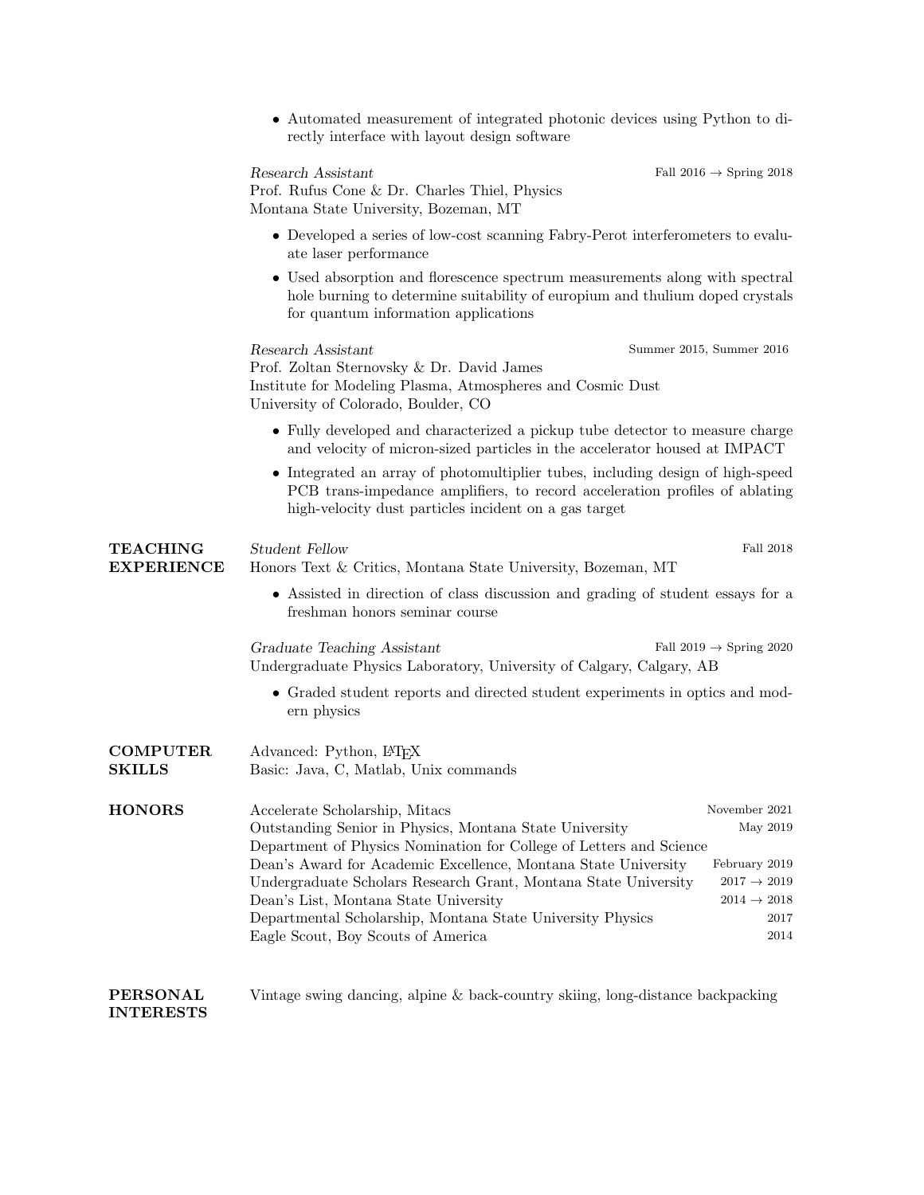- Automated measurement of integrated photonic devices using Python to directly interface with layout design software

*Research Assistant* — Fall 2016 → Spring 2018
Prof. Rufus Cone & Dr. Charles Thiel, Physics
Montana State University, Bozeman, MT

- Developed a series of low-cost scanning Fabry-Perot interferometers to evaluate laser performance
- Used absorption and florescence spectrum measurements along with spectral hole burning to determine suitability of europium and thulium doped crystals for quantum information applications

*Research Assistant* — Summer 2015, Summer 2016
Prof. Zoltan Sternovsky & Dr. David James
Institute for Modeling Plasma, Atmospheres and Cosmic Dust
University of Colorado, Boulder, CO

- Fully developed and characterized a pickup tube detector to measure charge and velocity of micron-sized particles in the accelerator housed at IMPACT
- Integrated an array of photomultiplier tubes, including design of high-speed PCB trans-impedance amplifiers, to record acceleration profiles of ablating high-velocity dust particles incident on a gas target

## TEACHING EXPERIENCE

*Student Fellow* — Fall 2018
Honors Text & Critics, Montana State University, Bozeman, MT

- Assisted in direction of class discussion and grading of student essays for a freshman honors seminar course

*Graduate Teaching Assistant* — Fall 2019 → Spring 2020
Undergraduate Physics Laboratory, University of Calgary, Calgary, AB

- Graded student reports and directed student experiments in optics and modern physics

## COMPUTER SKILLS

Advanced: Python, LaTeX
Basic: Java, C, Matlab, Unix commands

## HONORS

| | |
|---|---|
| Accelerate Scholarship, Mitacs | November 2021 |
| Outstanding Senior in Physics, Montana State University | May 2019 |
| Department of Physics Nomination for College of Letters and Science | |
| Dean's Award for Academic Excellence, Montana State University | February 2019 |
| Undergraduate Scholars Research Grant, Montana State University | 2017 → 2019 |
| Dean's List, Montana State University | 2014 → 2018 |
| Departmental Scholarship, Montana State University Physics | 2017 |
| Eagle Scout, Boy Scouts of America | 2014 |

## PERSONAL INTERESTS

Vintage swing dancing, alpine & back-country skiing, long-distance backpacking